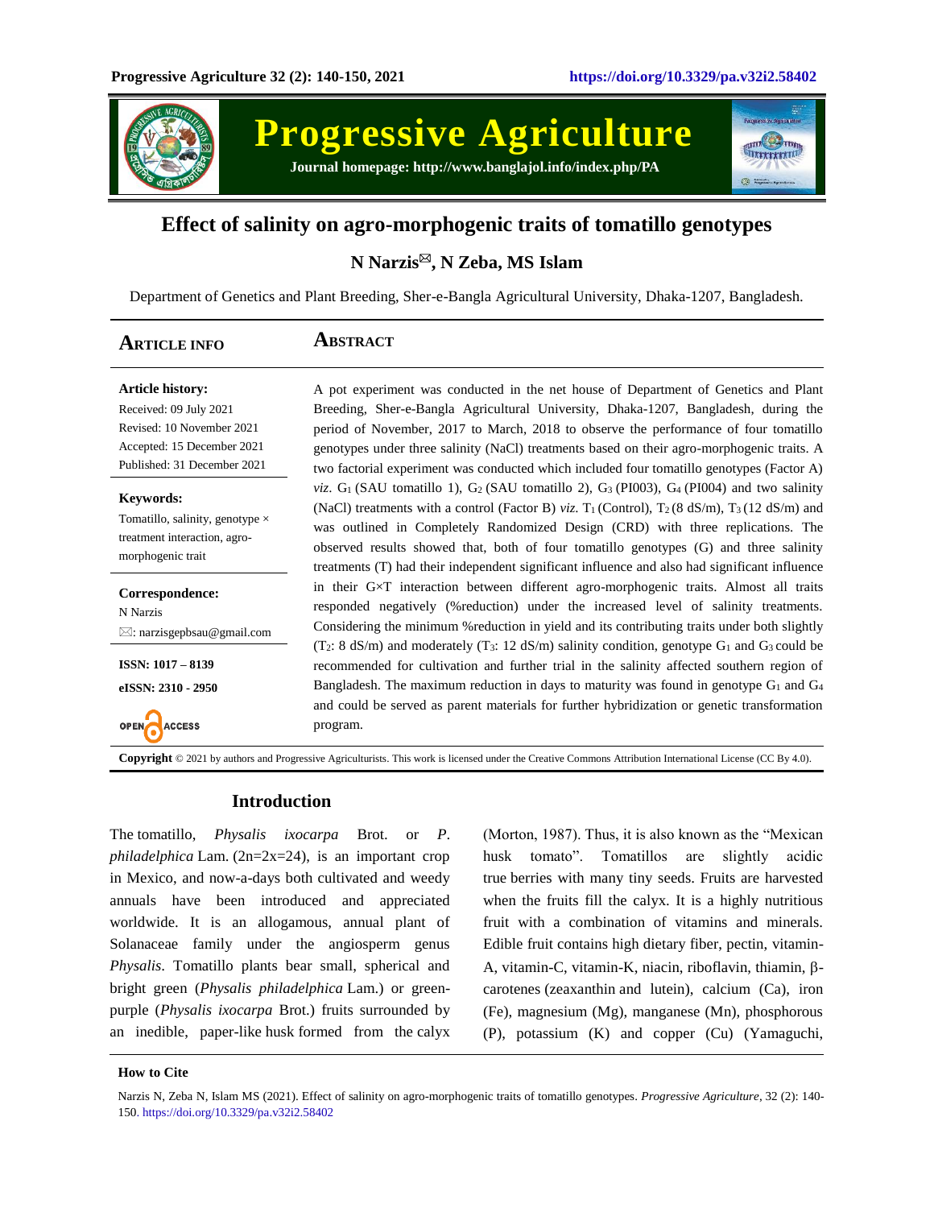# Effect of salinity on agro-morphogenic traits of tomatillo genotypes

**N Narzis✉, N Zeba, MS Islam**

Department of Genetics and Plant Breeding, Sher-e-Bangla Agricultural University, Dhaka-1207, Bangladesh.

## Article Info

**Article history:**
Received: 09 July 2021
Revised: 10 November 2021
Accepted: 15 December 2021
Published: 31 December 2021

**Keywords:**
Tomatillo, salinity, genotype × treatment interaction, agro-morphogenic trait

**Correspondence:**
N Narzis
✉: narzisgepbsau@gmail.com

**ISSN: 1017 – 8139**

**eISSN: 2310 - 2950**

OPEN ACCESS

## Abstract

A pot experiment was conducted in the net house of Department of Genetics and Plant Breeding, Sher-e-Bangla Agricultural University, Dhaka-1207, Bangladesh, during the period of November, 2017 to March, 2018 to observe the performance of four tomatillo genotypes under three salinity (NaCl) treatments based on their agro-morphogenic traits. A two factorial experiment was conducted which included four tomatillo genotypes (Factor A) *viz*. $G_1$ (SAU tomatillo 1), $G_2$ (SAU tomatillo 2), $G_3$ (PI003), $G_4$ (PI004) and two salinity (NaCl) treatments with a control (Factor B) *viz*. $T_1$ (Control), $T_2$ (8 dS/m), $T_3$ (12 dS/m) and was outlined in Completely Randomized Design (CRD) with three replications. The observed results showed that, both of four tomatillo genotypes (G) and three salinity treatments (T) had their independent significant influence and also had significant influence in their G×T interaction between different agro-morphogenic traits. Almost all traits responded negatively (%reduction) under the increased level of salinity treatments. Considering the minimum %reduction in yield and its contributing traits under both slightly ($T_2$: 8 dS/m) and moderately ($T_3$: 12 dS/m) salinity condition, genotype $G_1$ and $G_3$ could be recommended for cultivation and further trial in the salinity affected southern region of Bangladesh. The maximum reduction in days to maturity was found in genotype $G_1$ and $G_4$ and could be served as parent materials for further hybridization or genetic transformation program.

**Copyright** © 2021 by authors and Progressive Agriculturists. This work is licensed under the Creative Commons Attribution International License (CC By 4.0).

## Introduction

The tomatillo, *Physalis ixocarpa* Brot. or *P. philadelphica* Lam. (2n=2x=24), is an important crop in Mexico, and now-a-days both cultivated and weedy annuals have been introduced and appreciated worldwide. It is an allogamous, annual plant of Solanaceae family under the angiosperm genus *Physalis*. Tomatillo plants bear small, spherical and bright green (*Physalis philadelphica* Lam.) or green-purple (*Physalis ixocarpa* Brot.) fruits surrounded by an inedible, paper-like husk formed from the calyx (Morton, 1987). Thus, it is also known as the "Mexican husk tomato". Tomatillos are slightly acidic true berries with many tiny seeds. Fruits are harvested when the fruits fill the calyx. It is a highly nutritious fruit with a combination of vitamins and minerals. Edible fruit contains high dietary fiber, pectin, vitamin-A, vitamin-C, vitamin-K, niacin, riboflavin, thiamin, β-carotenes (zeaxanthin and lutein), calcium (Ca), iron (Fe), magnesium (Mg), manganese (Mn), phosphorous (P), potassium (K) and copper (Cu) (Yamaguchi,

**How to Cite**

Narzis N, Zeba N, Islam MS (2021). Effect of salinity on agro-morphogenic traits of tomatillo genotypes. *Progressive Agriculture*, 32 (2): 140-150. https://doi.org/10.3329/pa.v32i2.58402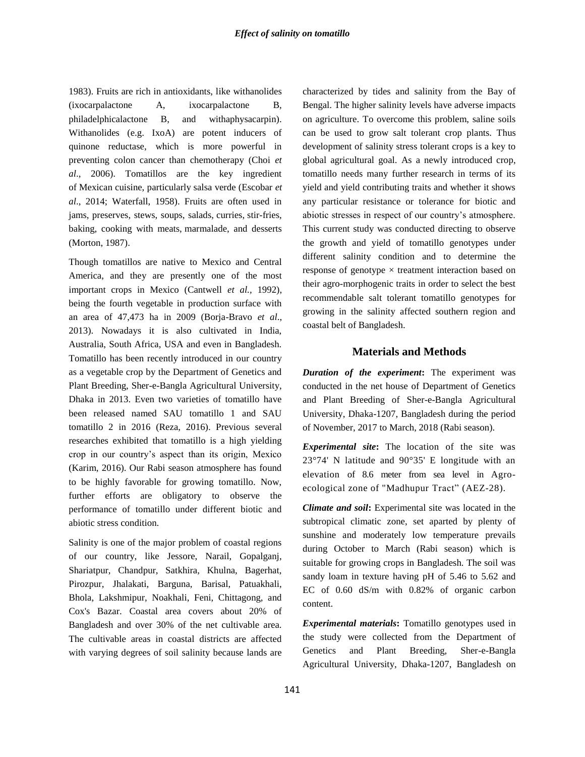1983). Fruits are rich in antioxidants, like withanolides (ixocarpalactone A, ixocarpalactone B, philadelphicalactone B, and withaphysacarpin). Withanolides (e.g. IxoA) are potent inducers of quinone reductase, which is more powerful in preventing colon cancer than chemotherapy (Choi *et al*., 2006). Tomatillos are the key ingredient of Mexican cuisine, particularly salsa verde (Escobar *et al*., 2014; Waterfall, 1958). Fruits are often used in jams, preserves, stews, soups, salads, curries, stir-fries, baking, cooking with meats, marmalade, and desserts (Morton, 1987).

Though tomatillos are native to Mexico and Central America, and they are presently one of the most important crops in Mexico (Cantwell *et al.,* 1992), being the fourth vegetable in production surface with an area of 47,473 ha in 2009 (Borja-Bravo *et al*., 2013). Nowadays it is also cultivated in India, Australia, South Africa, USA and even in Bangladesh. Tomatillo has been recently introduced in our country as a vegetable crop by the Department of Genetics and Plant Breeding, Sher-e-Bangla Agricultural University, Dhaka in 2013. Even two varieties of tomatillo have been released named SAU tomatillo 1 and SAU tomatillo 2 in 2016 (Reza, 2016). Previous several researches exhibited that tomatillo is a high yielding crop in our country's aspect than its origin, Mexico (Karim, 2016). Our Rabi season atmosphere has found to be highly favorable for growing tomatillo. Now, further efforts are obligatory to observe the performance of tomatillo under different biotic and abiotic stress condition.

Salinity is one of the major problem of coastal regions of our country, like Jessore, Narail, Gopalganj, Shariatpur, Chandpur, Satkhira, Khulna, Bagerhat, Pirozpur, Jhalakati, Barguna, Barisal, Patuakhali, Bhola, Lakshmipur, Noakhali, Feni, Chittagong, and Cox's Bazar. Coastal area covers about 20% of Bangladesh and over 30% of the net cultivable area. The cultivable areas in coastal districts are affected with varying degrees of soil salinity because lands are characterized by tides and salinity from the Bay of Bengal. The higher salinity levels have adverse impacts on agriculture. To overcome this problem, saline soils can be used to grow salt tolerant crop plants. Thus development of salinity stress tolerant crops is a key to global agricultural goal. As a newly introduced crop, tomatillo needs many further research in terms of its yield and yield contributing traits and whether it shows any particular resistance or tolerance for biotic and abiotic stresses in respect of our country's atmosphere. This current study was conducted directing to observe the growth and yield of tomatillo genotypes under different salinity condition and to determine the response of genotype × treatment interaction based on their agro-morphogenic traits in order to select the best recommendable salt tolerant tomatillo genotypes for growing in the salinity affected southern region and coastal belt of Bangladesh.

## Materials and Methods

***Duration of the experiment*:** The experiment was conducted in the net house of Department of Genetics and Plant Breeding of Sher-e-Bangla Agricultural University, Dhaka-1207, Bangladesh during the period of November, 2017 to March, 2018 (Rabi season).

***Experimental site*:** The location of the site was 23°74' N latitude and 90°35' E longitude with an elevation of 8.6 meter from sea level in Agro-ecological zone of "Madhupur Tract" (AEZ-28).

***Climate and soil*:** Experimental site was located in the subtropical climatic zone, set aparted by plenty of sunshine and moderately low temperature prevails during October to March (Rabi season) which is suitable for growing crops in Bangladesh. The soil was sandy loam in texture having pH of 5.46 to 5.62 and EC of 0.60 dS/m with 0.82% of organic carbon content.

***Experimental materials*:** Tomatillo genotypes used in the study were collected from the Department of Genetics and Plant Breeding, Sher-e-Bangla Agricultural University, Dhaka-1207, Bangladesh on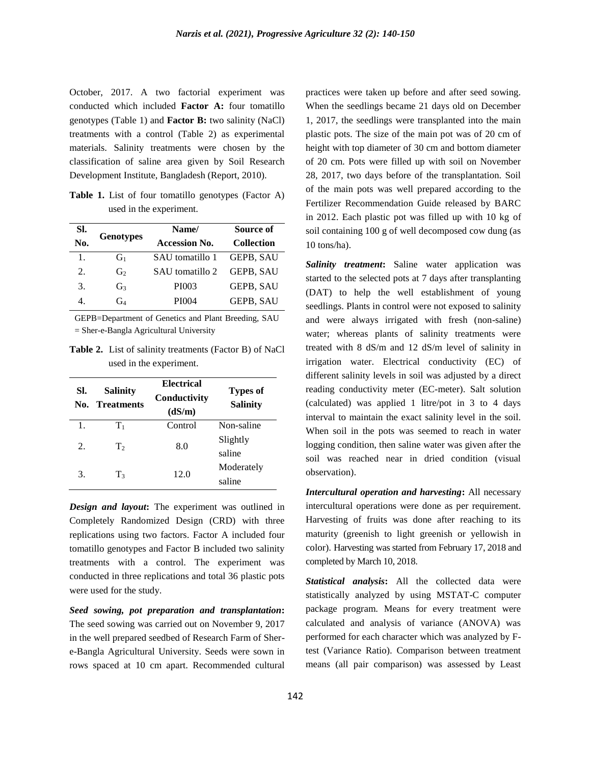October, 2017. A two factorial experiment was conducted which included **Factor A:** four tomatillo genotypes (Table 1) and **Factor B:** two salinity (NaCl) treatments with a control (Table 2) as experimental materials. Salinity treatments were chosen by the classification of saline area given by Soil Research Development Institute, Bangladesh (Report, 2010).

**Table 1.** List of four tomatillo genotypes (Factor A) used in the experiment.

| Sl. No. | Genotypes | Name/ Accession No. | Source of Collection |
|---|---|---|---|
| 1. | $G_1$ | SAU tomatillo 1 | GEPB, SAU |
| 2. | $G_2$ | SAU tomatillo 2 | GEPB, SAU |
| 3. | $G_3$ | PI003 | GEPB, SAU |
| 4. | $G_4$ | PI004 | GEPB, SAU |

GEPB=Department of Genetics and Plant Breeding, SAU = Sher-e-Bangla Agricultural University

**Table 2.** List of salinity treatments (Factor B) of NaCl used in the experiment.

| Sl. No. | Salinity Treatments | Electrical Conductivity (dS/m) | Types of Salinity |
|---|---|---|---|
| 1. | $T_1$ | Control | Non-saline |
| 2. | $T_2$ | 8.0 | Slightly saline |
| 3. | $T_3$ | 12.0 | Moderately saline |

***Design and layout*:** The experiment was outlined in Completely Randomized Design (CRD) with three replications using two factors. Factor A included four tomatillo genotypes and Factor B included two salinity treatments with a control. The experiment was conducted in three replications and total 36 plastic pots were used for the study.

***Seed sowing, pot preparation and transplantation*:** The seed sowing was carried out on November 9, 2017 in the well prepared seedbed of Research Farm of Sher-e-Bangla Agricultural University. Seeds were sown in rows spaced at 10 cm apart. Recommended cultural practices were taken up before and after seed sowing. When the seedlings became 21 days old on December 1, 2017, the seedlings were transplanted into the main plastic pots. The size of the main pot was of 20 cm of height with top diameter of 30 cm and bottom diameter of 20 cm. Pots were filled up with soil on November 28, 2017, two days before of the transplantation. Soil of the main pots was well prepared according to the Fertilizer Recommendation Guide released by BARC in 2012. Each plastic pot was filled up with 10 kg of soil containing 100 g of well decomposed cow dung (as 10 tons/ha).

***Salinity treatment*:** Saline water application was started to the selected pots at 7 days after transplanting (DAT) to help the well establishment of young seedlings. Plants in control were not exposed to salinity and were always irrigated with fresh (non-saline) water; whereas plants of salinity treatments were treated with 8 dS/m and 12 dS/m level of salinity in irrigation water. Electrical conductivity (EC) of different salinity levels in soil was adjusted by a direct reading conductivity meter (EC-meter). Salt solution (calculated) was applied 1 litre/pot in 3 to 4 days interval to maintain the exact salinity level in the soil. When soil in the pots was seemed to reach in water logging condition, then saline water was given after the soil was reached near in dried condition (visual observation).

***Intercultural operation and harvesting*:** All necessary intercultural operations were done as per requirement. Harvesting of fruits was done after reaching to its maturity (greenish to light greenish or yellowish in color). Harvesting was started from February 17, 2018 and completed by March 10, 2018.

***Statistical analysis*:** All the collected data were statistically analyzed by using MSTAT-C computer package program. Means for every treatment were calculated and analysis of variance (ANOVA) was performed for each character which was analyzed by F-test (Variance Ratio). Comparison between treatment means (all pair comparison) was assessed by Least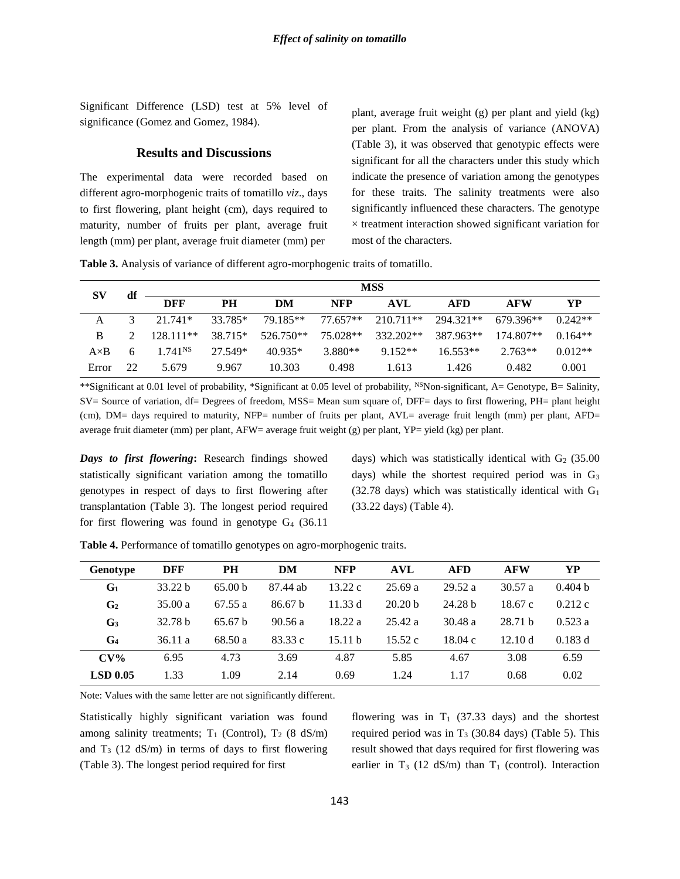Significant Difference (LSD) test at 5% level of significance (Gomez and Gomez, 1984).

## Results and Discussions

The experimental data were recorded based on different agro-morphogenic traits of tomatillo *viz*., days to first flowering, plant height (cm), days required to maturity, number of fruits per plant, average fruit length (mm) per plant, average fruit diameter (mm) per plant, average fruit weight (g) per plant and yield (kg) per plant. From the analysis of variance (ANOVA) (Table 3), it was observed that genotypic effects were significant for all the characters under this study which indicate the presence of variation among the genotypes for these traits. The salinity treatments were also significantly influenced these characters. The genotype × treatment interaction showed significant variation for most of the characters.

**Table 3.** Analysis of variance of different agro-morphogenic traits of tomatillo.

| SV | df | MSS | | | | | | | |
|---|---|---|---|---|---|---|---|---|---|
| | | DFF | PH | DM | NFP | AVL | AFD | AFW | YP |
| A | 3 | 21.741* | 33.785* | 79.185** | 77.657** | 210.711** | 294.321** | 679.396** | 0.242** |
| B | 2 | 128.111** | 38.715* | 526.750** | 75.028** | 332.202** | 387.963** | 174.807** | 0.164** |
| A×B | 6 | 1.741$^{NS}$ | 27.549* | 40.935* | 3.880** | 9.152** | 16.553** | 2.763** | 0.012** |
| Error | 22 | 5.679 | 9.967 | 10.303 | 0.498 | 1.613 | 1.426 | 0.482 | 0.001 |

**Significant at 0.01 level of probability, *Significant at 0.05 level of probability, $^{NS}$Non-significant, A= Genotype, B= Salinity, SV= Source of variation, df= Degrees of freedom, MSS= Mean sum square of, DFF= days to first flowering, PH= plant height (cm), DM= days required to maturity, NFP= number of fruits per plant, AVL= average fruit length (mm) per plant, AFD= average fruit diameter (mm) per plant, AFW= average fruit weight (g) per plant, YP= yield (kg) per plant.

***Days to first flowering*:** Research findings showed statistically significant variation among the tomatillo genotypes in respect of days to first flowering after transplantation (Table 3). The longest period required for first flowering was found in genotype $G_4$ (36.11 days) which was statistically identical with $G_2$ (35.00 days) while the shortest required period was in $G_3$ (32.78 days) which was statistically identical with $G_1$ (33.22 days) (Table 4).

**Table 4.** Performance of tomatillo genotypes on agro-morphogenic traits.

| Genotype | DFF | PH | DM | NFP | AVL | AFD | AFW | YP |
|---|---|---|---|---|---|---|---|---|
| $G_1$ | 33.22 b | 65.00 b | 87.44 ab | 13.22 c | 25.69 a | 29.52 a | 30.57 a | 0.404 b |
| $G_2$ | 35.00 a | 67.55 a | 86.67 b | 11.33 d | 20.20 b | 24.28 b | 18.67 c | 0.212 c |
| $G_3$ | 32.78 b | 65.67 b | 90.56 a | 18.22 a | 25.42 a | 30.48 a | 28.71 b | 0.523 a |
| $G_4$ | 36.11 a | 68.50 a | 83.33 c | 15.11 b | 15.52 c | 18.04 c | 12.10 d | 0.183 d |
| **CV%** | 6.95 | 4.73 | 3.69 | 4.87 | 5.85 | 4.67 | 3.08 | 6.59 |
| **LSD 0.05** | 1.33 | 1.09 | 2.14 | 0.69 | 1.24 | 1.17 | 0.68 | 0.02 |

Note: Values with the same letter are not significantly different.

Statistically highly significant variation was found among salinity treatments; $T_1$ (Control), $T_2$ (8 dS/m) and $T_3$ (12 dS/m) in terms of days to first flowering (Table 3). The longest period required for first flowering was in $T_1$ (37.33 days) and the shortest required period was in $T_3$ (30.84 days) (Table 5). This result showed that days required for first flowering was earlier in $T_3$ (12 dS/m) than $T_1$ (control). Interaction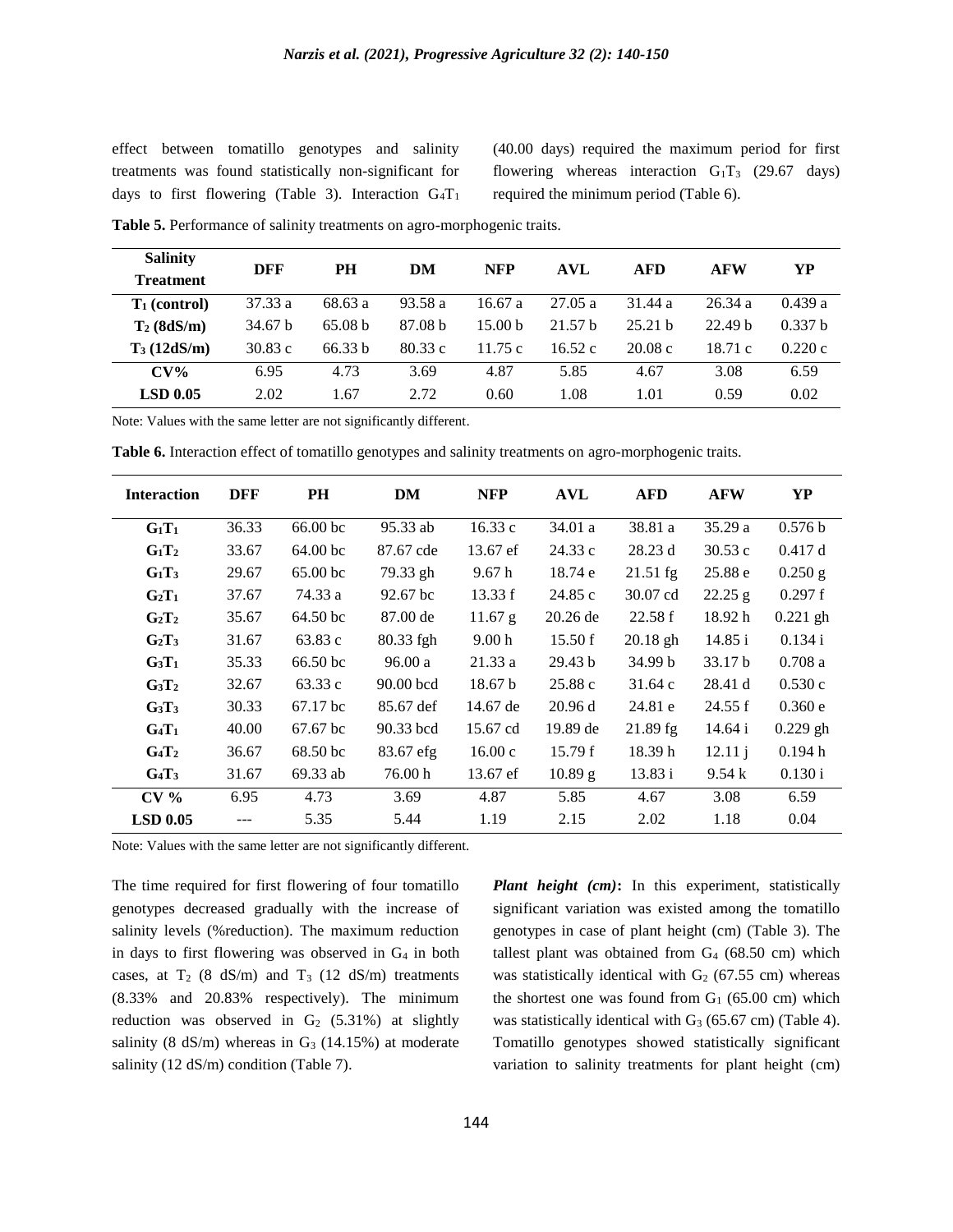effect between tomatillo genotypes and salinity treatments was found statistically non-significant for days to first flowering (Table 3). Interaction $G_4T_1$ (40.00 days) required the maximum period for first flowering whereas interaction $G_1T_3$ (29.67 days) required the minimum period (Table 6).

**Table 5.** Performance of salinity treatments on agro-morphogenic traits.

| Salinity Treatment | DFF | PH | DM | NFP | AVL | AFD | AFW | YP |
|---|---|---|---|---|---|---|---|---|
| **$T_1$ (control)** | 37.33 a | 68.63 a | 93.58 a | 16.67 a | 27.05 a | 31.44 a | 26.34 a | 0.439 a |
| **$T_2$ (8dS/m)** | 34.67 b | 65.08 b | 87.08 b | 15.00 b | 21.57 b | 25.21 b | 22.49 b | 0.337 b |
| **$T_3$ (12dS/m)** | 30.83 c | 66.33 b | 80.33 c | 11.75 c | 16.52 c | 20.08 c | 18.71 c | 0.220 c |
| **CV%** | 6.95 | 4.73 | 3.69 | 4.87 | 5.85 | 4.67 | 3.08 | 6.59 |
| **LSD 0.05** | 2.02 | 1.67 | 2.72 | 0.60 | 1.08 | 1.01 | 0.59 | 0.02 |

Note: Values with the same letter are not significantly different.

**Table 6.** Interaction effect of tomatillo genotypes and salinity treatments on agro-morphogenic traits.

| Interaction | DFF | PH | DM | NFP | AVL | AFD | AFW | YP |
|---|---|---|---|---|---|---|---|---|
| **$G_1T_1$** | 36.33 | 66.00 bc | 95.33 ab | 16.33 c | 34.01 a | 38.81 a | 35.29 a | 0.576 b |
| **$G_1T_2$** | 33.67 | 64.00 bc | 87.67 cde | 13.67 ef | 24.33 c | 28.23 d | 30.53 c | 0.417 d |
| **$G_1T_3$** | 29.67 | 65.00 bc | 79.33 gh | 9.67 h | 18.74 e | 21.51 fg | 25.88 e | 0.250 g |
| **$G_2T_1$** | 37.67 | 74.33 a | 92.67 bc | 13.33 f | 24.85 c | 30.07 cd | 22.25 g | 0.297 f |
| **$G_2T_2$** | 35.67 | 64.50 bc | 87.00 de | 11.67 g | 20.26 de | 22.58 f | 18.92 h | 0.221 gh |
| **$G_2T_3$** | 31.67 | 63.83 c | 80.33 fgh | 9.00 h | 15.50 f | 20.18 gh | 14.85 i | 0.134 i |
| **$G_3T_1$** | 35.33 | 66.50 bc | 96.00 a | 21.33 a | 29.43 b | 34.99 b | 33.17 b | 0.708 a |
| **$G_3T_2$** | 32.67 | 63.33 c | 90.00 bcd | 18.67 b | 25.88 c | 31.64 c | 28.41 d | 0.530 c |
| **$G_3T_3$** | 30.33 | 67.17 bc | 85.67 def | 14.67 de | 20.96 d | 24.81 e | 24.55 f | 0.360 e |
| **$G_4T_1$** | 40.00 | 67.67 bc | 90.33 bcd | 15.67 cd | 19.89 de | 21.89 fg | 14.64 i | 0.229 gh |
| **$G_4T_2$** | 36.67 | 68.50 bc | 83.67 efg | 16.00 c | 15.79 f | 18.39 h | 12.11 j | 0.194 h |
| **$G_4T_3$** | 31.67 | 69.33 ab | 76.00 h | 13.67 ef | 10.89 g | 13.83 i | 9.54 k | 0.130 i |
| **CV %** | 6.95 | 4.73 | 3.69 | 4.87 | 5.85 | 4.67 | 3.08 | 6.59 |
| **LSD 0.05** | --- | 5.35 | 5.44 | 1.19 | 2.15 | 2.02 | 1.18 | 0.04 |

Note: Values with the same letter are not significantly different.

The time required for first flowering of four tomatillo genotypes decreased gradually with the increase of salinity levels (%reduction). The maximum reduction in days to first flowering was observed in $G_4$ in both cases, at $T_2$ (8 dS/m) and $T_3$ (12 dS/m) treatments (8.33% and 20.83% respectively). The minimum reduction was observed in $G_2$ (5.31%) at slightly salinity (8 dS/m) whereas in $G_3$ (14.15%) at moderate salinity (12 dS/m) condition (Table 7).

***Plant height (cm)*:** In this experiment, statistically significant variation was existed among the tomatillo genotypes in case of plant height (cm) (Table 3). The tallest plant was obtained from $G_4$ (68.50 cm) which was statistically identical with $G_2$ (67.55 cm) whereas the shortest one was found from $G_1$ (65.00 cm) which was statistically identical with $G_3$ (65.67 cm) (Table 4). Tomatillo genotypes showed statistically significant variation to salinity treatments for plant height (cm)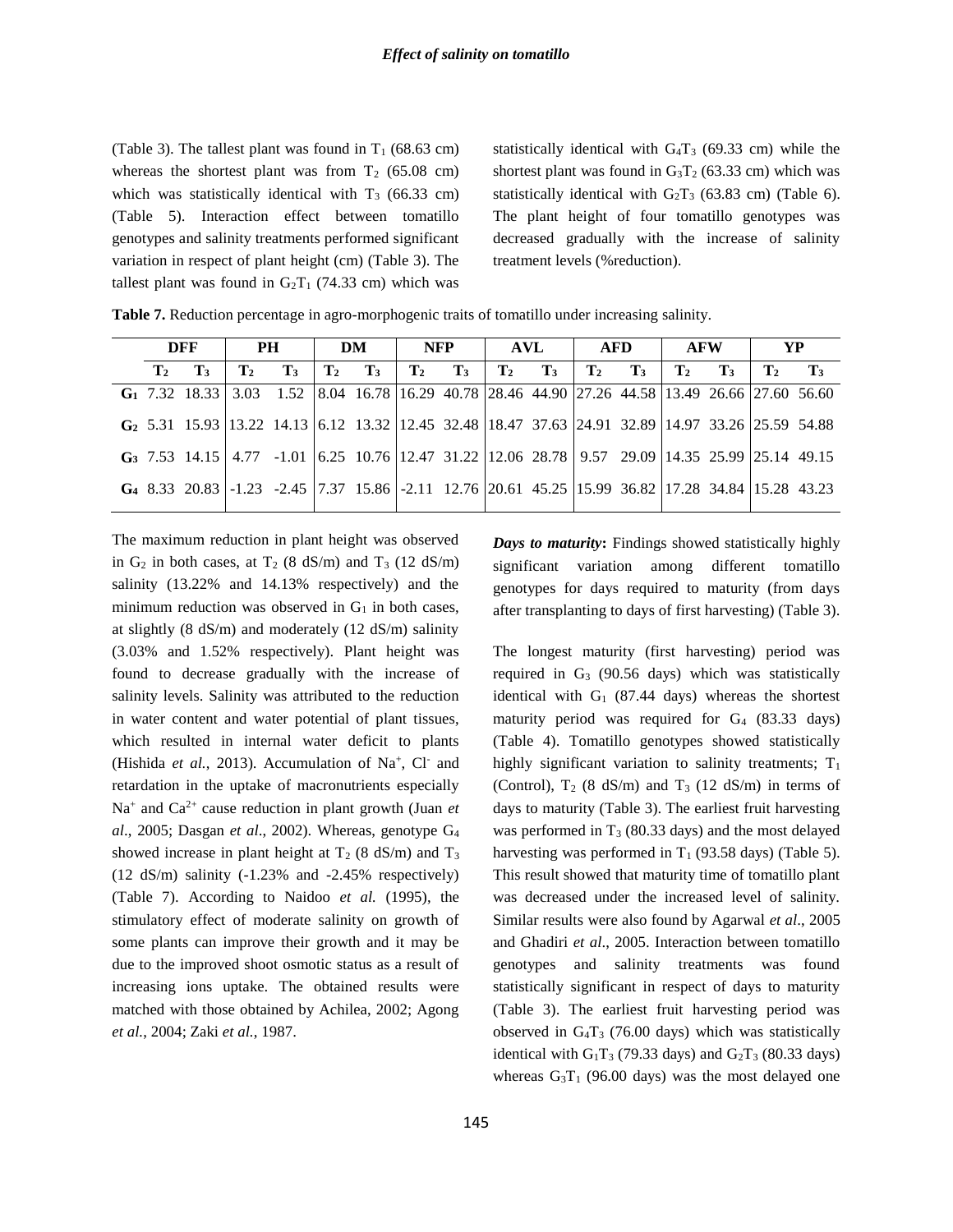(Table 3). The tallest plant was found in $T_1$ (68.63 cm) whereas the shortest plant was from $T_2$ (65.08 cm) which was statistically identical with $T_3$ (66.33 cm) (Table 5). Interaction effect between tomatillo genotypes and salinity treatments performed significant variation in respect of plant height (cm) (Table 3). The tallest plant was found in $G_2T_1$ (74.33 cm) which was statistically identical with $G_4T_3$ (69.33 cm) while the shortest plant was found in $G_3T_2$ (63.33 cm) which was statistically identical with $G_2T_3$ (63.83 cm) (Table 6). The plant height of four tomatillo genotypes was decreased gradually with the increase of salinity treatment levels (%reduction).

**Table 7.** Reduction percentage in agro-morphogenic traits of tomatillo under increasing salinity.

| | DFF | | PH | | DM | | NFP | | AVL | | AFD | | AFW | | YP | |
|---|---|---|---|---|---|---|---|---|---|---|---|---|---|---|---|---|
| | $T_2$ | $T_3$ | $T_2$ | $T_3$ | $T_2$ | $T_3$ | $T_2$ | $T_3$ | $T_2$ | $T_3$ | $T_2$ | $T_3$ | $T_2$ | $T_3$ | $T_2$ | $T_3$ |
| $G_1$ | 7.32 | 18.33 | 3.03 | 1.52 | 8.04 | 16.78 | 16.29 | 40.78 | 28.46 | 44.90 | 27.26 | 44.58 | 13.49 | 26.66 | 27.60 | 56.60 |
| $G_2$ | 5.31 | 15.93 | 13.22 | 14.13 | 6.12 | 13.32 | 12.45 | 32.48 | 18.47 | 37.63 | 24.91 | 32.89 | 14.97 | 33.26 | 25.59 | 54.88 |
| $G_3$ | 7.53 | 14.15 | 4.77 | -1.01 | 6.25 | 10.76 | 12.47 | 31.22 | 12.06 | 28.78 | 9.57 | 29.09 | 14.35 | 25.99 | 25.14 | 49.15 |
| $G_4$ | 8.33 | 20.83 | -1.23 | -2.45 | 7.37 | 15.86 | -2.11 | 12.76 | 20.61 | 45.25 | 15.99 | 36.82 | 17.28 | 34.84 | 15.28 | 43.23 |

The maximum reduction in plant height was observed in $G_2$ in both cases, at $T_2$ (8 dS/m) and $T_3$ (12 dS/m) salinity (13.22% and 14.13% respectively) and the minimum reduction was observed in $G_1$ in both cases, at slightly (8 dS/m) and moderately (12 dS/m) salinity (3.03% and 1.52% respectively). Plant height was found to decrease gradually with the increase of salinity levels. Salinity was attributed to the reduction in water content and water potential of plant tissues, which resulted in internal water deficit to plants (Hishida *et al.,* 2013). Accumulation of $Na^+$, $Cl^-$ and retardation in the uptake of macronutrients especially $Na^+$ and $Ca^{2+}$ cause reduction in plant growth (Juan *et al*., 2005; Dasgan *et al*., 2002). Whereas, genotype $G_4$ showed increase in plant height at $T_2$ (8 dS/m) and $T_3$ (12 dS/m) salinity (-1.23% and -2.45% respectively) (Table 7). According to Naidoo *et al.* (1995), the stimulatory effect of moderate salinity on growth of some plants can improve their growth and it may be due to the improved shoot osmotic status as a result of increasing ions uptake. The obtained results were matched with those obtained by Achilea, 2002; Agong *et al.,* 2004; Zaki *et al.,* 1987.

***Days to maturity*:** Findings showed statistically highly significant variation among different tomatillo genotypes for days required to maturity (from days after transplanting to days of first harvesting) (Table 3).

The longest maturity (first harvesting) period was required in $G_3$ (90.56 days) which was statistically identical with $G_1$ (87.44 days) whereas the shortest maturity period was required for $G_4$ (83.33 days) (Table 4). Tomatillo genotypes showed statistically highly significant variation to salinity treatments; $T_1$ (Control), $T_2$ (8 dS/m) and $T_3$ (12 dS/m) in terms of days to maturity (Table 3). The earliest fruit harvesting was performed in $T_3$ (80.33 days) and the most delayed harvesting was performed in $T_1$ (93.58 days) (Table 5). This result showed that maturity time of tomatillo plant was decreased under the increased level of salinity. Similar results were also found by Agarwal *et al*., 2005 and Ghadiri *et al*., 2005. Interaction between tomatillo genotypes and salinity treatments was found statistically significant in respect of days to maturity (Table 3). The earliest fruit harvesting period was observed in $G_4T_3$ (76.00 days) which was statistically identical with $G_1T_3$ (79.33 days) and $G_2T_3$ (80.33 days) whereas $G_3T_1$ (96.00 days) was the most delayed one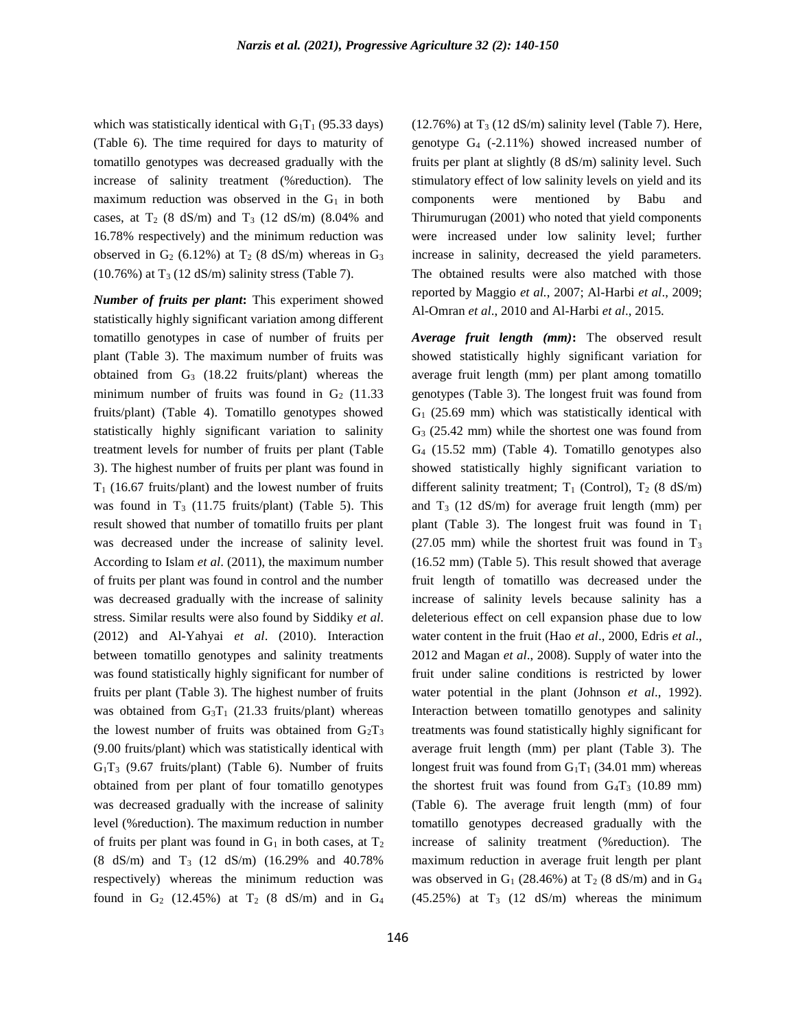which was statistically identical with $G_1T_1$ (95.33 days) (Table 6). The time required for days to maturity of tomatillo genotypes was decreased gradually with the increase of salinity treatment (%reduction). The maximum reduction was observed in the $G_1$ in both cases, at $T_2$ (8 dS/m) and $T_3$ (12 dS/m) (8.04% and 16.78% respectively) and the minimum reduction was observed in $G_2$ (6.12%) at $T_2$ (8 dS/m) whereas in $G_3$ (10.76%) at $T_3$ (12 dS/m) salinity stress (Table 7).

***Number of fruits per plant*:** This experiment showed statistically highly significant variation among different tomatillo genotypes in case of number of fruits per plant (Table 3). The maximum number of fruits was obtained from $G_3$ (18.22 fruits/plant) whereas the minimum number of fruits was found in $G_2$ (11.33 fruits/plant) (Table 4). Tomatillo genotypes showed statistically highly significant variation to salinity treatment levels for number of fruits per plant (Table 3). The highest number of fruits per plant was found in $T_1$ (16.67 fruits/plant) and the lowest number of fruits was found in $T_3$ (11.75 fruits/plant) (Table 5). This result showed that number of tomatillo fruits per plant was decreased under the increase of salinity level. According to Islam *et al*. (2011), the maximum number of fruits per plant was found in control and the number was decreased gradually with the increase of salinity stress. Similar results were also found by Siddiky *et al*. (2012) and Al-Yahyai *et al*. (2010). Interaction between tomatillo genotypes and salinity treatments was found statistically highly significant for number of fruits per plant (Table 3). The highest number of fruits was obtained from $G_3T_1$ (21.33 fruits/plant) whereas the lowest number of fruits was obtained from $G_2T_3$ (9.00 fruits/plant) which was statistically identical with $G_1T_3$ (9.67 fruits/plant) (Table 6). Number of fruits obtained from per plant of four tomatillo genotypes was decreased gradually with the increase of salinity level (%reduction). The maximum reduction in number of fruits per plant was found in $G_1$ in both cases, at $T_2$ (8 dS/m) and $T_3$ (12 dS/m) (16.29% and 40.78% respectively) whereas the minimum reduction was found in $G_2$ (12.45%) at $T_2$ (8 dS/m) and in $G_4$ (12.76%) at $T_3$ (12 dS/m) salinity level (Table 7). Here, genotype $G_4$ (-2.11%) showed increased number of fruits per plant at slightly (8 dS/m) salinity level. Such stimulatory effect of low salinity levels on yield and its components were mentioned by Babu and Thirumurugan (2001) who noted that yield components were increased under low salinity level; further increase in salinity, decreased the yield parameters. The obtained results were also matched with those reported by Maggio *et al.*, 2007; Al-Harbi *et al*., 2009; Al-Omran *et al*., 2010 and Al-Harbi *et al*., 2015.

***Average fruit length (mm)*:** The observed result showed statistically highly significant variation for average fruit length (mm) per plant among tomatillo genotypes (Table 3). The longest fruit was found from $G_1$ (25.69 mm) which was statistically identical with $G_3$ (25.42 mm) while the shortest one was found from $G_4$ (15.52 mm) (Table 4). Tomatillo genotypes also showed statistically highly significant variation to different salinity treatment; $T_1$ (Control), $T_2$ (8 dS/m) and $T_3$ (12 dS/m) for average fruit length (mm) per plant (Table 3). The longest fruit was found in $T_1$ (27.05 mm) while the shortest fruit was found in $T_3$ (16.52 mm) (Table 5). This result showed that average fruit length of tomatillo was decreased under the increase of salinity levels because salinity has a deleterious effect on cell expansion phase due to low water content in the fruit (Hao *et al*., 2000, Edris *et al*., 2012 and Magan *et al*., 2008). Supply of water into the fruit under saline conditions is restricted by lower water potential in the plant (Johnson *et al*., 1992). Interaction between tomatillo genotypes and salinity treatments was found statistically highly significant for average fruit length (mm) per plant (Table 3). The longest fruit was found from $G_1T_1$ (34.01 mm) whereas the shortest fruit was found from $G_4T_3$ (10.89 mm) (Table 6). The average fruit length (mm) of four tomatillo genotypes decreased gradually with the increase of salinity treatment (%reduction). The maximum reduction in average fruit length per plant was observed in $G_1$ (28.46%) at $T_2$ (8 dS/m) and in $G_4$ (45.25%) at $T_3$ (12 dS/m) whereas the minimum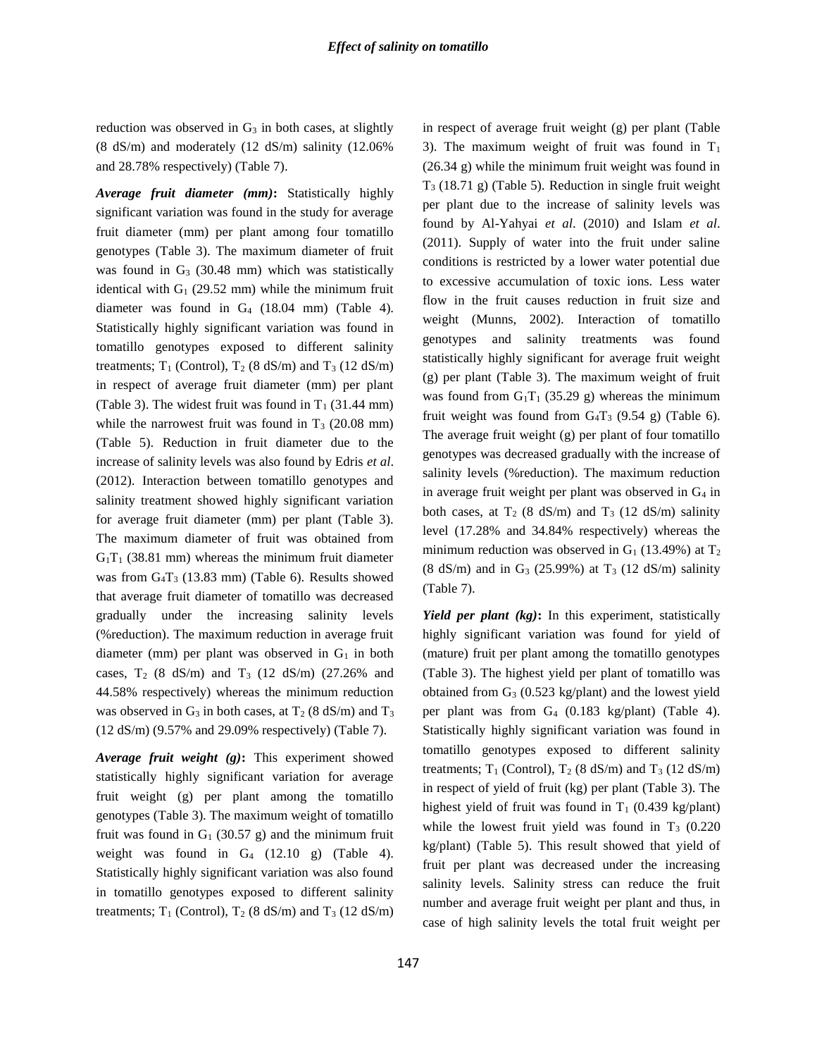reduction was observed in $G_3$ in both cases, at slightly (8 dS/m) and moderately (12 dS/m) salinity (12.06% and 28.78% respectively) (Table 7).

***Average fruit diameter (mm)*:** Statistically highly significant variation was found in the study for average fruit diameter (mm) per plant among four tomatillo genotypes (Table 3). The maximum diameter of fruit was found in $G_3$ (30.48 mm) which was statistically identical with $G_1$ (29.52 mm) while the minimum fruit diameter was found in $G_4$ (18.04 mm) (Table 4). Statistically highly significant variation was found in tomatillo genotypes exposed to different salinity treatments; $T_1$ (Control), $T_2$ (8 dS/m) and $T_3$ (12 dS/m) in respect of average fruit diameter (mm) per plant (Table 3). The widest fruit was found in $T_1$ (31.44 mm) while the narrowest fruit was found in $T_3$ (20.08 mm) (Table 5). Reduction in fruit diameter due to the increase of salinity levels was also found by Edris *et al*. (2012). Interaction between tomatillo genotypes and salinity treatment showed highly significant variation for average fruit diameter (mm) per plant (Table 3). The maximum diameter of fruit was obtained from $G_1T_1$ (38.81 mm) whereas the minimum fruit diameter was from $G_4T_3$ (13.83 mm) (Table 6). Results showed that average fruit diameter of tomatillo was decreased gradually under the increasing salinity levels (%reduction). The maximum reduction in average fruit diameter (mm) per plant was observed in $G_1$ in both cases, $T_2$ (8 dS/m) and $T_3$ (12 dS/m) (27.26% and 44.58% respectively) whereas the minimum reduction was observed in $G_3$ in both cases, at $T_2$ (8 dS/m) and $T_3$ (12 dS/m) (9.57% and 29.09% respectively) (Table 7).

***Average fruit weight (g)*:** This experiment showed statistically highly significant variation for average fruit weight (g) per plant among the tomatillo genotypes (Table 3). The maximum weight of tomatillo fruit was found in $G_1$ (30.57 g) and the minimum fruit weight was found in $G_4$ (12.10 g) (Table 4). Statistically highly significant variation was also found in tomatillo genotypes exposed to different salinity treatments; $T_1$ (Control), $T_2$ (8 dS/m) and $T_3$ (12 dS/m) in respect of average fruit weight (g) per plant (Table 3). The maximum weight of fruit was found in $T_1$ (26.34 g) while the minimum fruit weight was found in $T_3$ (18.71 g) (Table 5). Reduction in single fruit weight per plant due to the increase of salinity levels was found by Al-Yahyai *et al*. (2010) and Islam *et al*. (2011). Supply of water into the fruit under saline conditions is restricted by a lower water potential due to excessive accumulation of toxic ions. Less water flow in the fruit causes reduction in fruit size and weight (Munns, 2002). Interaction of tomatillo genotypes and salinity treatments was found statistically highly significant for average fruit weight (g) per plant (Table 3). The maximum weight of fruit was found from $G_1T_1$ (35.29 g) whereas the minimum fruit weight was found from $G_4T_3$ (9.54 g) (Table 6). The average fruit weight (g) per plant of four tomatillo genotypes was decreased gradually with the increase of salinity levels (%reduction). The maximum reduction in average fruit weight per plant was observed in $G_4$ in both cases, at $T_2$ (8 dS/m) and $T_3$ (12 dS/m) salinity level (17.28% and 34.84% respectively) whereas the minimum reduction was observed in $G_1$ (13.49%) at $T_2$ (8 dS/m) and in $G_3$ (25.99%) at $T_3$ (12 dS/m) salinity (Table 7).

***Yield per plant (kg)*:** In this experiment, statistically highly significant variation was found for yield of (mature) fruit per plant among the tomatillo genotypes (Table 3). The highest yield per plant of tomatillo was obtained from $G_3$ (0.523 kg/plant) and the lowest yield per plant was from $G_4$ (0.183 kg/plant) (Table 4). Statistically highly significant variation was found in tomatillo genotypes exposed to different salinity treatments; $T_1$ (Control), $T_2$ (8 dS/m) and $T_3$ (12 dS/m) in respect of yield of fruit (kg) per plant (Table 3). The highest yield of fruit was found in $T_1$ (0.439 kg/plant) while the lowest fruit yield was found in $T_3$ (0.220 kg/plant) (Table 5). This result showed that yield of fruit per plant was decreased under the increasing salinity levels. Salinity stress can reduce the fruit number and average fruit weight per plant and thus, in case of high salinity levels the total fruit weight per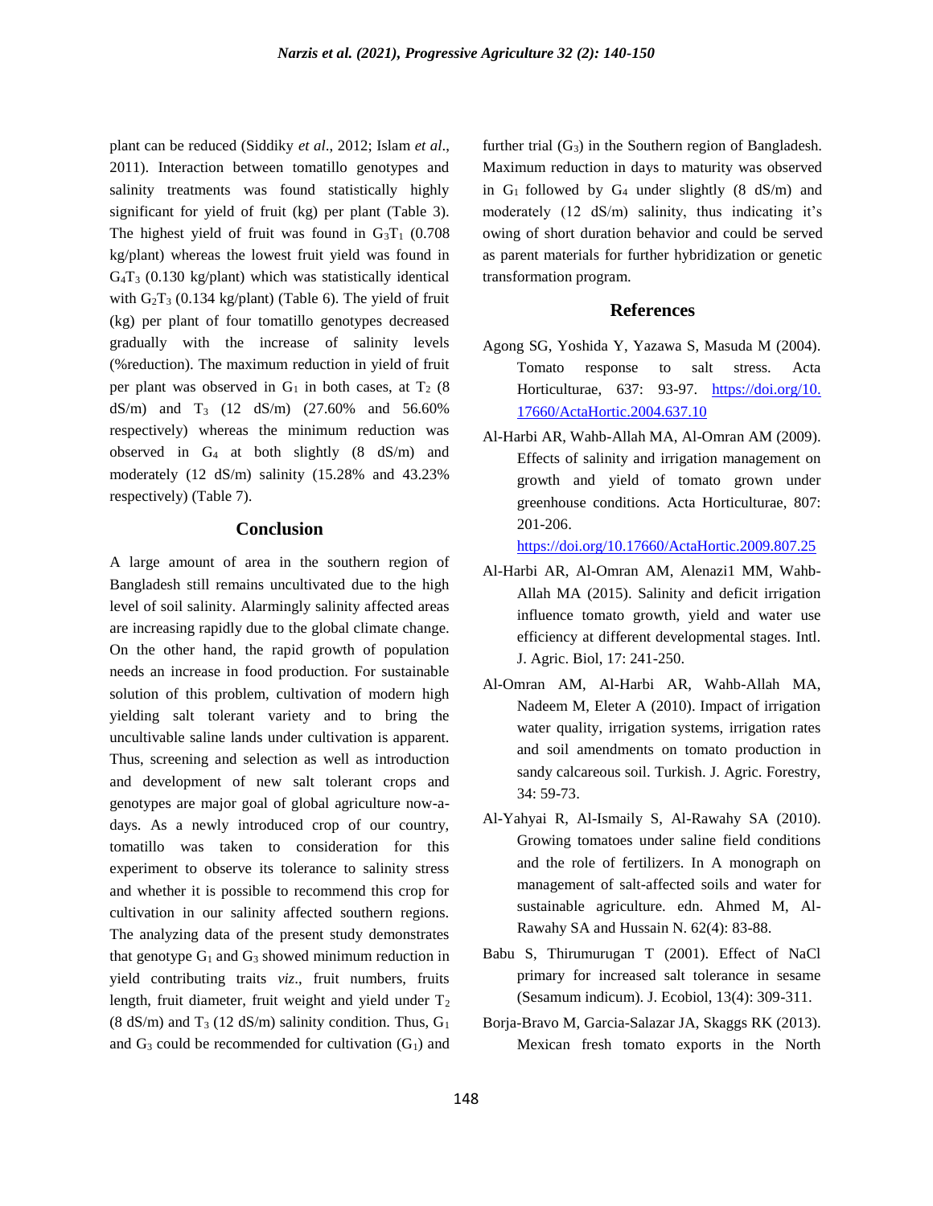plant can be reduced (Siddiky *et al*., 2012; Islam *et al*., 2011). Interaction between tomatillo genotypes and salinity treatments was found statistically highly significant for yield of fruit (kg) per plant (Table 3). The highest yield of fruit was found in $G_3T_1$ (0.708 kg/plant) whereas the lowest fruit yield was found in $G_4T_3$ (0.130 kg/plant) which was statistically identical with $G_2T_3$ (0.134 kg/plant) (Table 6). The yield of fruit (kg) per plant of four tomatillo genotypes decreased gradually with the increase of salinity levels (%reduction). The maximum reduction in yield of fruit per plant was observed in $G_1$ in both cases, at $T_2$ (8 dS/m) and $T_3$ (12 dS/m) (27.60% and 56.60% respectively) whereas the minimum reduction was observed in $G_4$ at both slightly (8 dS/m) and moderately (12 dS/m) salinity (15.28% and 43.23% respectively) (Table 7).

## Conclusion

A large amount of area in the southern region of Bangladesh still remains uncultivated due to the high level of soil salinity. Alarmingly salinity affected areas are increasing rapidly due to the global climate change. On the other hand, the rapid growth of population needs an increase in food production. For sustainable solution of this problem, cultivation of modern high yielding salt tolerant variety and to bring the uncultivable saline lands under cultivation is apparent. Thus, screening and selection as well as introduction and development of new salt tolerant crops and genotypes are major goal of global agriculture now-a-days. As a newly introduced crop of our country, tomatillo was taken to consideration for this experiment to observe its tolerance to salinity stress and whether it is possible to recommend this crop for cultivation in our salinity affected southern regions. The analyzing data of the present study demonstrates that genotype $G_1$ and $G_3$ showed minimum reduction in yield contributing traits *viz*., fruit numbers, fruits length, fruit diameter, fruit weight and yield under $T_2$ (8 dS/m) and $T_3$ (12 dS/m) salinity condition. Thus, $G_1$ and $G_3$ could be recommended for cultivation ($G_1$) and further trial ($G_3$) in the Southern region of Bangladesh. Maximum reduction in days to maturity was observed in $G_1$ followed by $G_4$ under slightly (8 dS/m) and moderately (12 dS/m) salinity, thus indicating it's owing of short duration behavior and could be served as parent materials for further hybridization or genetic transformation program.

## References

Agong SG, Yoshida Y, Yazawa S, Masuda M (2004). Tomato response to salt stress. Acta Horticulturae, 637: 93-97. https://doi.org/10.17660/ActaHortic.2004.637.10

Al-Harbi AR, Wahb-Allah MA, Al-Omran AM (2009). Effects of salinity and irrigation management on growth and yield of tomato grown under greenhouse conditions. Acta Horticulturae, 807: 201-206. https://doi.org/10.17660/ActaHortic.2009.807.25

Al-Harbi AR, Al-Omran AM, Alenazi1 MM, Wahb-Allah MA (2015). Salinity and deficit irrigation influence tomato growth, yield and water use efficiency at different developmental stages. Intl. J. Agric. Biol, 17: 241-250.

Al-Omran AM, Al-Harbi AR, Wahb-Allah MA, Nadeem M, Eleter A (2010). Impact of irrigation water quality, irrigation systems, irrigation rates and soil amendments on tomato production in sandy calcareous soil. Turkish. J. Agric. Forestry, 34: 59-73.

Al-Yahyai R, Al-Ismaily S, Al-Rawahy SA (2010). Growing tomatoes under saline field conditions and the role of fertilizers. In A monograph on management of salt-affected soils and water for sustainable agriculture. edn. Ahmed M, Al-Rawahy SA and Hussain N. 62(4): 83-88.

Babu S, Thirumurugan T (2001). Effect of NaCl primary for increased salt tolerance in sesame (Sesamum indicum). J. Ecobiol, 13(4): 309-311.

Borja-Bravo M, Garcia-Salazar JA, Skaggs RK (2013). Mexican fresh tomato exports in the North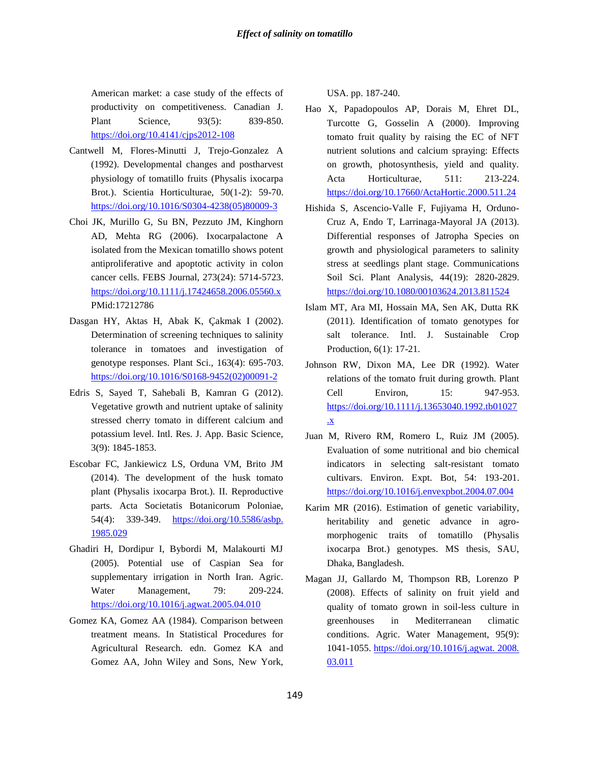American market: a case study of the effects of productivity on competitiveness. Canadian J. Plant Science, 93(5): 839-850. https://doi.org/10.4141/cjps2012-108

Cantwell M, Flores-Minutti J, Trejo-Gonzalez A (1992). Developmental changes and postharvest physiology of tomatillo fruits (Physalis ixocarpa Brot.). Scientia Horticulturae, 50(1-2): 59-70. https://doi.org/10.1016/S0304-4238(05)80009-3

Choi JK, Murillo G, Su BN, Pezzuto JM, Kinghorn AD, Mehta RG (2006). Ixocarpalactone A isolated from the Mexican tomatillo shows potent antiproliferative and apoptotic activity in colon cancer cells. FEBS Journal, 273(24): 5714-5723. https://doi.org/10.1111/j.17424658.2006.05560.x PMid:17212786

Dasgan HY, Aktas H, Abak K, Çakmak I (2002). Determination of screening techniques to salinity tolerance in tomatoes and investigation of genotype responses. Plant Sci., 163(4): 695-703. https://doi.org/10.1016/S0168-9452(02)00091-2

Edris S, Sayed T, Sahebali B, Kamran G (2012). Vegetative growth and nutrient uptake of salinity stressed cherry tomato in different calcium and potassium level. Intl. Res. J. App. Basic Science, 3(9): 1845-1853.

Escobar FC, Jankiewicz LS, Orduna VM, Brito JM (2014). The development of the husk tomato plant (Physalis ixocarpa Brot.). II. Reproductive parts. Acta Societatis Botanicorum Poloniae, 54(4): 339-349. https://doi.org/10.5586/asbp.1985.029

Ghadiri H, Dordipur I, Bybordi M, Malakourti MJ (2005). Potential use of Caspian Sea for supplementary irrigation in North Iran. Agric. Water Management, 79: 209-224. https://doi.org/10.1016/j.agwat.2005.04.010

Gomez KA, Gomez AA (1984). Comparison between treatment means. In Statistical Procedures for Agricultural Research. edn. Gomez KA and Gomez AA, John Wiley and Sons, New York, USA. pp. 187-240.

Hao X, Papadopoulos AP, Dorais M, Ehret DL, Turcotte G, Gosselin A (2000). Improving tomato fruit quality by raising the EC of NFT nutrient solutions and calcium spraying: Effects on growth, photosynthesis, yield and quality. Acta Horticulturae, 511: 213-224. https://doi.org/10.17660/ActaHortic.2000.511.24

Hishida S, Ascencio-Valle F, Fujiyama H, Orduno-Cruz A, Endo T, Larrinaga-Mayoral JA (2013). Differential responses of Jatropha Species on growth and physiological parameters to salinity stress at seedlings plant stage. Communications Soil Sci. Plant Analysis, 44(19): 2820-2829. https://doi.org/10.1080/00103624.2013.811524

Islam MT, Ara MI, Hossain MA, Sen AK, Dutta RK (2011). Identification of tomato genotypes for salt tolerance. Intl. J. Sustainable Crop Production, 6(1): 17-21.

Johnson RW, Dixon MA, Lee DR (1992). Water relations of the tomato fruit during growth. Plant Cell Environ, 15: 947-953. https://doi.org/10.1111/j.13653040.1992.tb01027.x

Juan M, Rivero RM, Romero L, Ruiz JM (2005). Evaluation of some nutritional and bio chemical indicators in selecting salt-resistant tomato cultivars. Environ. Expt. Bot, 54: 193-201. https://doi.org/10.1016/j.envexpbot.2004.07.004

Karim MR (2016). Estimation of genetic variability, heritability and genetic advance in agro-morphogenic traits of tomatillo (Physalis ixocarpa Brot.) genotypes. MS thesis, SAU, Dhaka, Bangladesh.

Magan JJ, Gallardo M, Thompson RB, Lorenzo P (2008). Effects of salinity on fruit yield and quality of tomato grown in soil-less culture in greenhouses in Mediterranean climatic conditions. Agric. Water Management, 95(9): 1041-1055. https://doi.org/10.1016/j.agwat. 2008.03.011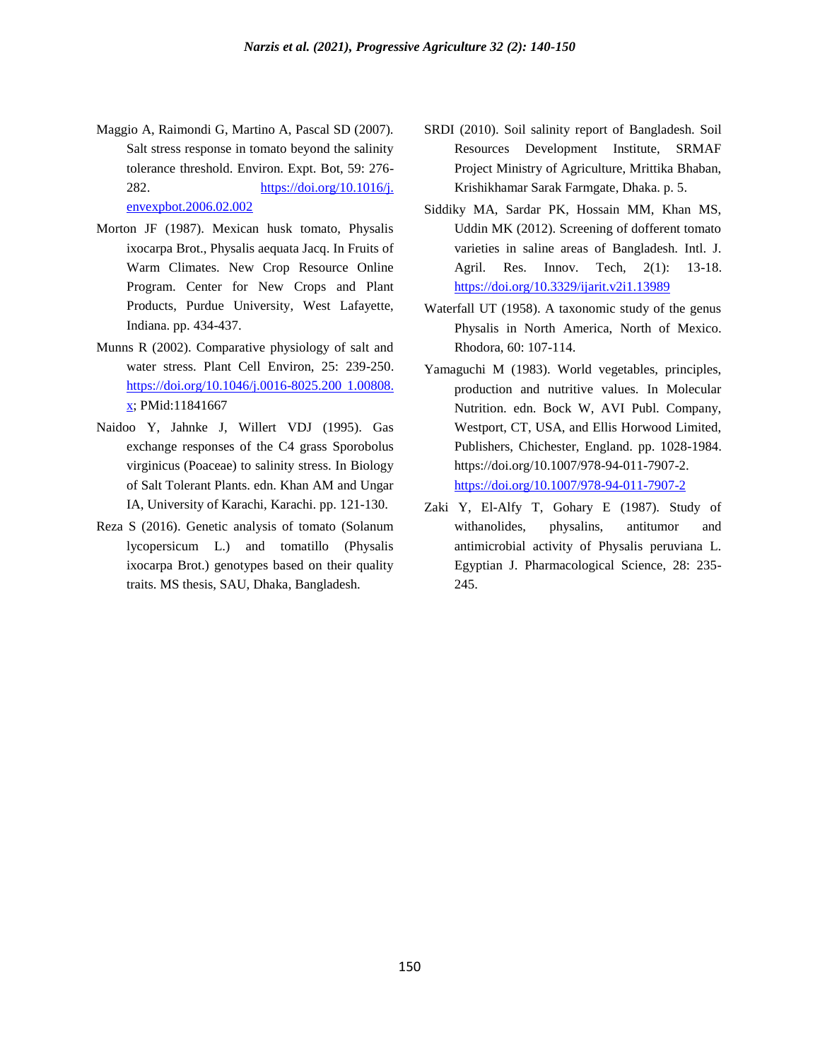Maggio A, Raimondi G, Martino A, Pascal SD (2007). Salt stress response in tomato beyond the salinity tolerance threshold. Environ. Expt. Bot, 59: 276-282. https://doi.org/10.1016/j.envexpbot.2006.02.002

Morton JF (1987). Mexican husk tomato, Physalis ixocarpa Brot., Physalis aequata Jacq. In Fruits of Warm Climates. New Crop Resource Online Program. Center for New Crops and Plant Products, Purdue University, West Lafayette, Indiana. pp. 434-437.

Munns R (2002). Comparative physiology of salt and water stress. Plant Cell Environ, 25: 239-250. https://doi.org/10.1046/j.0016-8025.200 1.00808.x; PMid:11841667

Naidoo Y, Jahnke J, Willert VDJ (1995). Gas exchange responses of the C4 grass Sporobolus virginicus (Poaceae) to salinity stress. In Biology of Salt Tolerant Plants. edn. Khan AM and Ungar IA, University of Karachi, Karachi. pp. 121-130.

Reza S (2016). Genetic analysis of tomato (Solanum lycopersicum L.) and tomatillo (Physalis ixocarpa Brot.) genotypes based on their quality traits. MS thesis, SAU, Dhaka, Bangladesh.

SRDI (2010). Soil salinity report of Bangladesh. Soil Resources Development Institute, SRMAF Project Ministry of Agriculture, Mrittika Bhaban, Krishikhamar Sarak Farmgate, Dhaka. p. 5.

Siddiky MA, Sardar PK, Hossain MM, Khan MS, Uddin MK (2012). Screening of dofferent tomato varieties in saline areas of Bangladesh. Intl. J. Agril. Res. Innov. Tech, 2(1): 13-18. https://doi.org/10.3329/ijarit.v2i1.13989

Waterfall UT (1958). A taxonomic study of the genus Physalis in North America, North of Mexico. Rhodora, 60: 107-114.

Yamaguchi M (1983). World vegetables, principles, production and nutritive values. In Molecular Nutrition. edn. Bock W, AVI Publ. Company, Westport, CT, USA, and Ellis Horwood Limited, Publishers, Chichester, England. pp. 1028-1984. https://doi.org/10.1007/978-94-011-7907-2. https://doi.org/10.1007/978-94-011-7907-2

Zaki Y, El-Alfy T, Gohary E (1987). Study of withanolides, physalins, antitumor and antimicrobial activity of Physalis peruviana L. Egyptian J. Pharmacological Science, 28: 235-245.